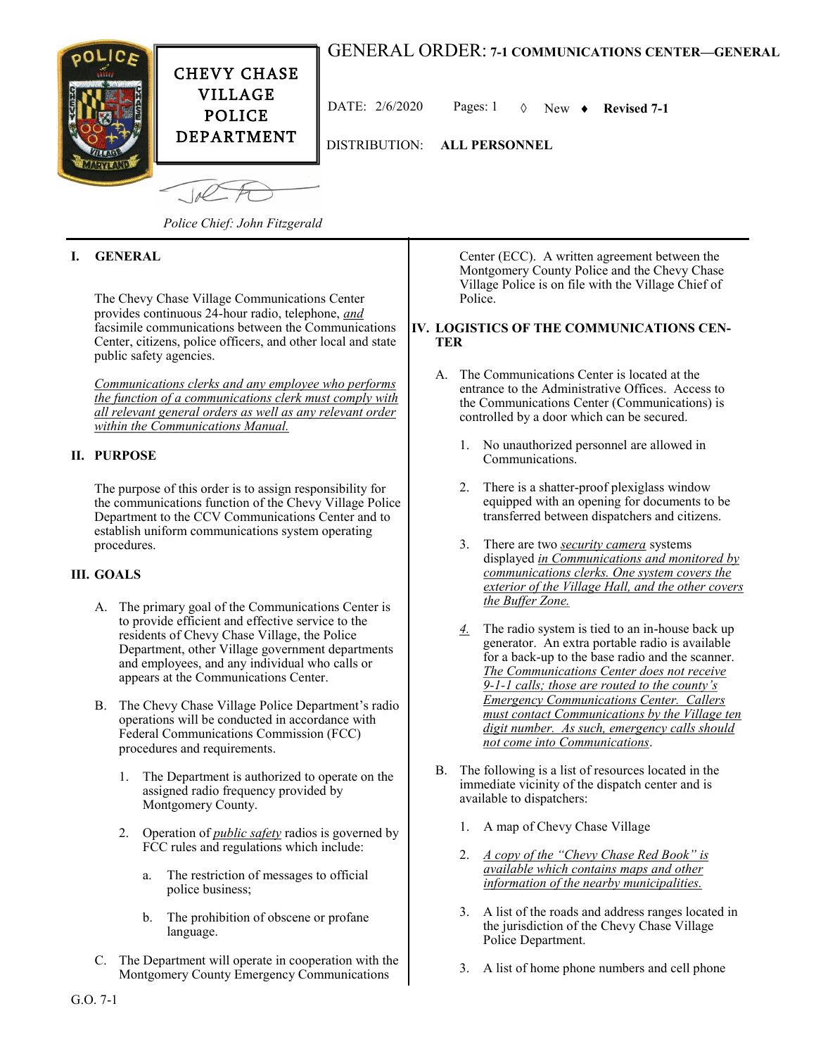# CHEVY CHASE VILLAGE POLICE DEPARTMENT

Police Chief: John Fitzgerald

## GENERAL ORDER: 7-1 COMMUNICATIONS CENTER—GENERAL

DATE: 2/6/2020   Pages: 1   ◊ New   ♦ **Revised 7-1**

DISTRIBUTION: **ALL PERSONNEL**

### I. GENERAL

The Chevy Chase Village Communications Center provides continuous 24-hour radio, telephone, *and* facsimile communications between the Communications Center, citizens, police officers, and other local and state public safety agencies.

*Communications clerks and any employee who performs the function of a communications clerk must comply with all relevant general orders as well as any relevant order within the Communications Manual.*

### II. PURPOSE

The purpose of this order is to assign responsibility for the communications function of the Chevy Village Police Department to the CCV Communications Center and to establish uniform communications system operating procedures.

### III. GOALS

A. The primary goal of the Communications Center is to provide efficient and effective service to the residents of Chevy Chase Village, the Police Department, other Village government departments and employees, and any individual who calls or appears at the Communications Center.

B. The Chevy Chase Village Police Department's radio operations will be conducted in accordance with Federal Communications Commission (FCC) procedures and requirements.

1. The Department is authorized to operate on the assigned radio frequency provided by Montgomery County.

2. Operation of *public safety* radios is governed by FCC rules and regulations which include:

   a. The restriction of messages to official police business;

   b. The prohibition of obscene or profane language.

C. The Department will operate in cooperation with the Montgomery County Emergency Communications Center (ECC). A written agreement between the Montgomery County Police and the Chevy Chase Village Police is on file with the Village Chief of Police.

### IV. LOGISTICS OF THE COMMUNICATIONS CENTER

A. The Communications Center is located at the entrance to the Administrative Offices. Access to the Communications Center (Communications) is controlled by a door which can be secured.

1. No unauthorized personnel are allowed in Communications.

2. There is a shatter-proof plexiglass window equipped with an opening for documents to be transferred between dispatchers and citizens.

3. There are two *security camera* systems displayed *in Communications and monitored by communications clerks. One system covers the exterior of the Village Hall, and the other covers the Buffer Zone.*

*4.* The radio system is tied to an in-house back up generator. An extra portable radio is available for a back-up to the base radio and the scanner. *The Communications Center does not receive 9-1-1 calls; those are routed to the county's Emergency Communications Center. Callers must contact Communications by the Village ten digit number. As such, emergency calls should not come into Communications*.

B. The following is a list of resources located in the immediate vicinity of the dispatch center and is available to dispatchers:

1. A map of Chevy Chase Village

2. *A copy of the "Chevy Chase Red Book" is available which contains maps and other information of the nearby municipalities.*

3. A list of the roads and address ranges located in the jurisdiction of the Chevy Chase Village Police Department.

3. A list of home phone numbers and cell phone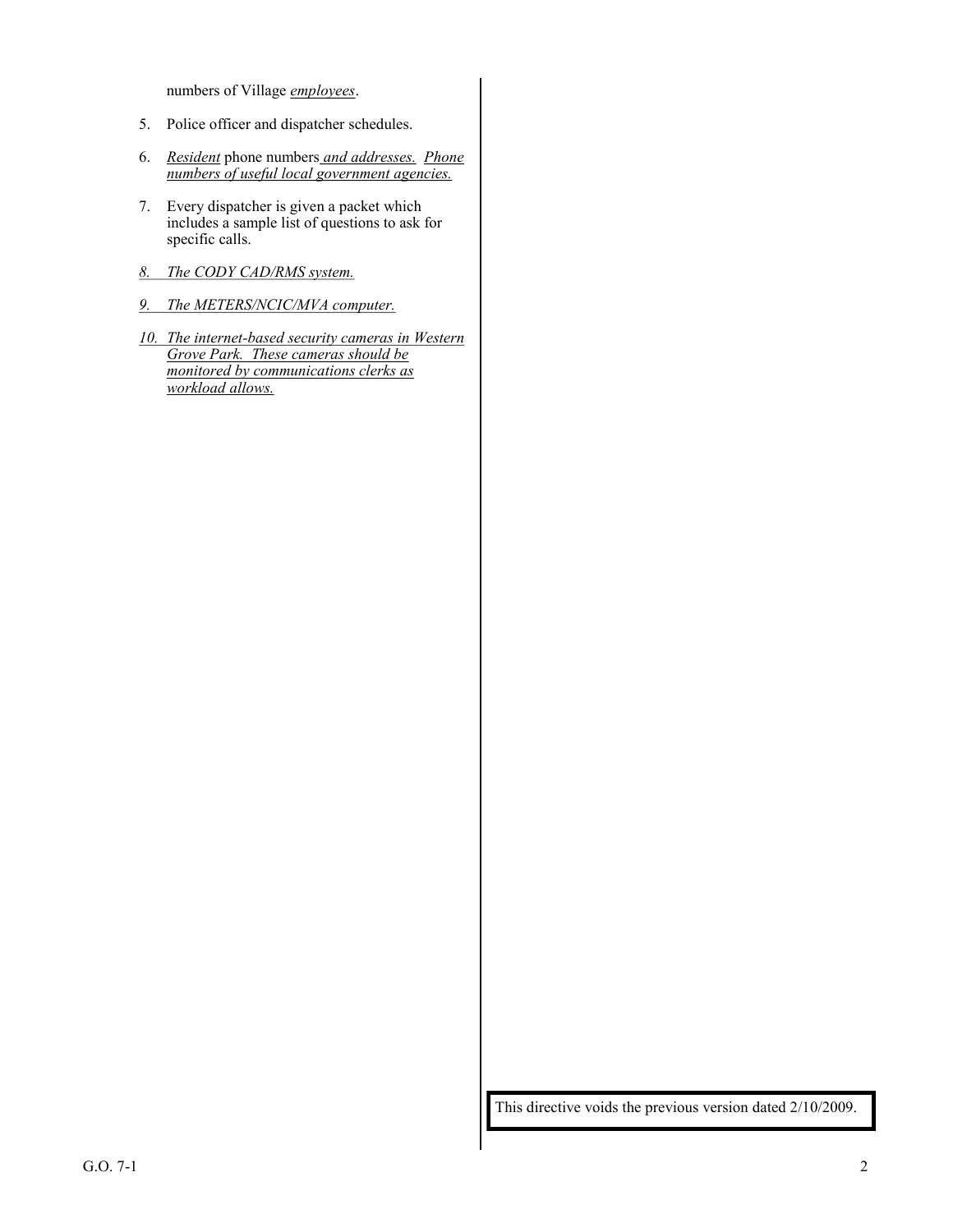numbers of Village <u>*employees*</u>.

5. Police officer and dispatcher schedules.

6. <u>*Resident*</u> phone numbers <u>*and addresses. Phone numbers of useful local government agencies.*</u>

7. Every dispatcher is given a packet which includes a sample list of questions to ask for specific calls.

8. <u>*The CODY CAD/RMS system.*</u>

9. <u>*The METERS/NCIC/MVA computer.*</u>

10. <u>*The internet-based security cameras in Western Grove Park. These cameras should be monitored by communications clerks as workload allows.*</u>

This directive voids the previous version dated 2/10/2009.